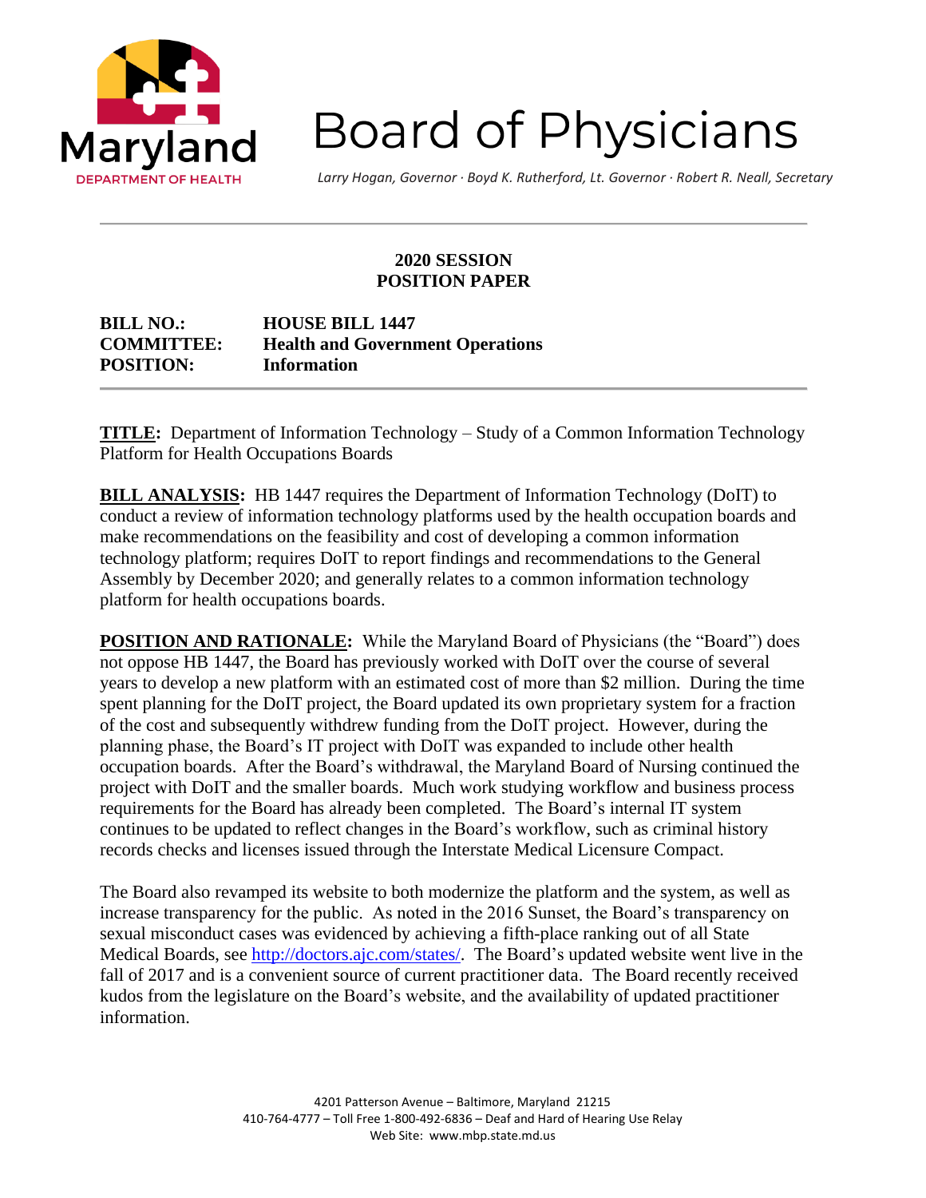# Board of Physicians

*Larry Hogan, Governor · Boyd K. Rutherford, Lt. Governor · Robert R. Neall, Secretary*

---

**2020 SESSION**
**POSITION PAPER**

**BILL NO.:** **HOUSE BILL 1447**
**COMMITTEE:** **Health and Government Operations**
**POSITION:** **Information**

---

**TITLE:** Department of Information Technology – Study of a Common Information Technology Platform for Health Occupations Boards

**BILL ANALYSIS:** HB 1447 requires the Department of Information Technology (DoIT) to conduct a review of information technology platforms used by the health occupation boards and make recommendations on the feasibility and cost of developing a common information technology platform; requires DoIT to report findings and recommendations to the General Assembly by December 2020; and generally relates to a common information technology platform for health occupations boards.

**POSITION AND RATIONALE:** While the Maryland Board of Physicians (the "Board") does not oppose HB 1447, the Board has previously worked with DoIT over the course of several years to develop a new platform with an estimated cost of more than $2 million. During the time spent planning for the DoIT project, the Board updated its own proprietary system for a fraction of the cost and subsequently withdrew funding from the DoIT project. However, during the planning phase, the Board's IT project with DoIT was expanded to include other health occupation boards. After the Board's withdrawal, the Maryland Board of Nursing continued the project with DoIT and the smaller boards. Much work studying workflow and business process requirements for the Board has already been completed. The Board's internal IT system continues to be updated to reflect changes in the Board's workflow, such as criminal history records checks and licenses issued through the Interstate Medical Licensure Compact.

The Board also revamped its website to both modernize the platform and the system, as well as increase transparency for the public. As noted in the 2016 Sunset, the Board's transparency on sexual misconduct cases was evidenced by achieving a fifth-place ranking out of all State Medical Boards, see http://doctors.ajc.com/states/. The Board's updated website went live in the fall of 2017 and is a convenient source of current practitioner data. The Board recently received kudos from the legislature on the Board's website, and the availability of updated practitioner information.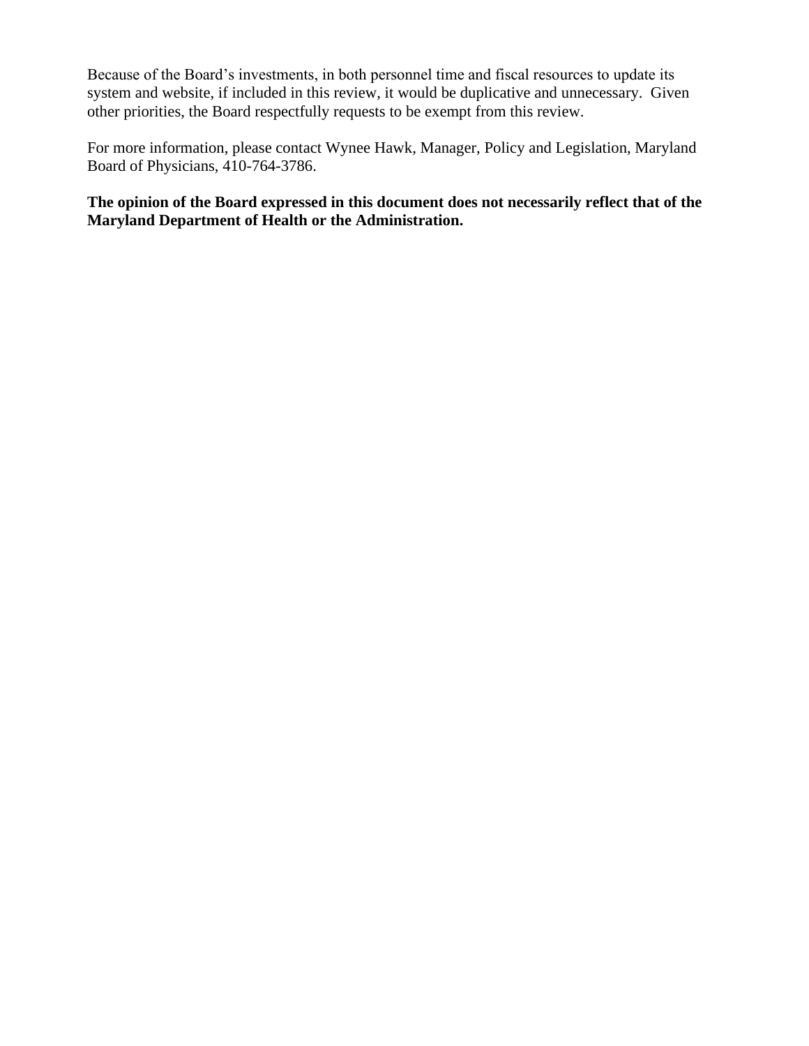Because of the Board's investments, in both personnel time and fiscal resources to update its system and website, if included in this review, it would be duplicative and unnecessary. Given other priorities, the Board respectfully requests to be exempt from this review.

For more information, please contact Wynee Hawk, Manager, Policy and Legislation, Maryland Board of Physicians, 410-764-3786.

**The opinion of the Board expressed in this document does not necessarily reflect that of the Maryland Department of Health or the Administration.**